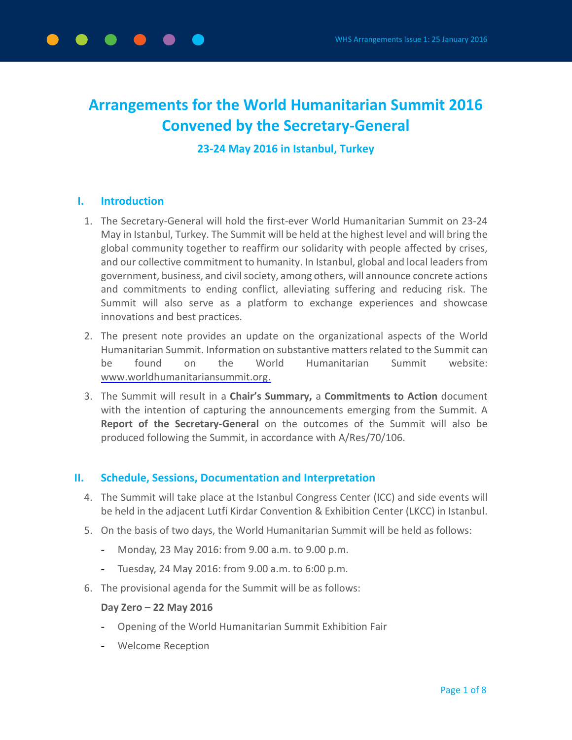# Arrangements for the World Humanitarian Summit 2016 Convened by the Secretary-General

### 23-24 May 2016 in Istanbul, Turkey

## I. Introduction

1. The Secretary-General will hold the first-ever World Humanitarian Summit on 23-24 May in Istanbul, Turkey. The Summit will be held at the highest level and will bring the global community together to reaffirm our solidarity with people affected by crises, and our collective commitment to humanity. In Istanbul, global and local leaders from government, business, and civil society, among others, will announce concrete actions and commitments to ending conflict, alleviating suffering and reducing risk. The Summit will also serve as a platform to exchange experiences and showcase innovations and best practices.

2. The present note provides an update on the organizational aspects of the World Humanitarian Summit. Information on substantive matters related to the Summit can be found on the World Humanitarian Summit website: www.worldhumanitariansummit.org.

3. The Summit will result in a **Chair's Summary,** a **Commitments to Action** document with the intention of capturing the announcements emerging from the Summit. A **Report of the Secretary-General** on the outcomes of the Summit will also be produced following the Summit, in accordance with A/Res/70/106.

## II. Schedule, Sessions, Documentation and Interpretation

4. The Summit will take place at the Istanbul Congress Center (ICC) and side events will be held in the adjacent Lutfi Kirdar Convention & Exhibition Center (LKCC) in Istanbul.

5. On the basis of two days, the World Humanitarian Summit will be held as follows:
   - Monday, 23 May 2016: from 9.00 a.m. to 9.00 p.m.
   - Tuesday, 24 May 2016: from 9.00 a.m. to 6:00 p.m.

6. The provisional agenda for the Summit will be as follows:

   **Day Zero – 22 May 2016**

   - Opening of the World Humanitarian Summit Exhibition Fair
   - Welcome Reception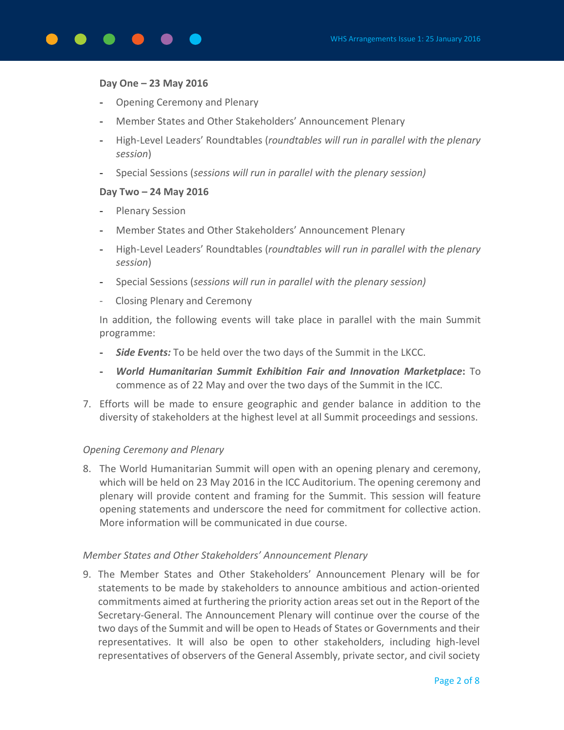**Day One – 23 May 2016**

- Opening Ceremony and Plenary
- Member States and Other Stakeholders' Announcement Plenary
- High-Level Leaders' Roundtables (*roundtables will run in parallel with the plenary session*)
- Special Sessions (*sessions will run in parallel with the plenary session)*

**Day Two – 24 May 2016**

- Plenary Session
- Member States and Other Stakeholders' Announcement Plenary
- High-Level Leaders' Roundtables (*roundtables will run in parallel with the plenary session*)
- Special Sessions (*sessions will run in parallel with the plenary session)*
- Closing Plenary and Ceremony

In addition, the following events will take place in parallel with the main Summit programme:

- ***Side Events:*** To be held over the two days of the Summit in the LKCC.
- ***World Humanitarian Summit Exhibition Fair and Innovation Marketplace*****:** To commence as of 22 May and over the two days of the Summit in the ICC.

7. Efforts will be made to ensure geographic and gender balance in addition to the diversity of stakeholders at the highest level at all Summit proceedings and sessions.

*Opening Ceremony and Plenary*

8. The World Humanitarian Summit will open with an opening plenary and ceremony, which will be held on 23 May 2016 in the ICC Auditorium. The opening ceremony and plenary will provide content and framing for the Summit. This session will feature opening statements and underscore the need for commitment for collective action. More information will be communicated in due course.

*Member States and Other Stakeholders' Announcement Plenary*

9. The Member States and Other Stakeholders' Announcement Plenary will be for statements to be made by stakeholders to announce ambitious and action-oriented commitments aimed at furthering the priority action areas set out in the Report of the Secretary-General. The Announcement Plenary will continue over the course of the two days of the Summit and will be open to Heads of States or Governments and their representatives. It will also be open to other stakeholders, including high-level representatives of observers of the General Assembly, private sector, and civil society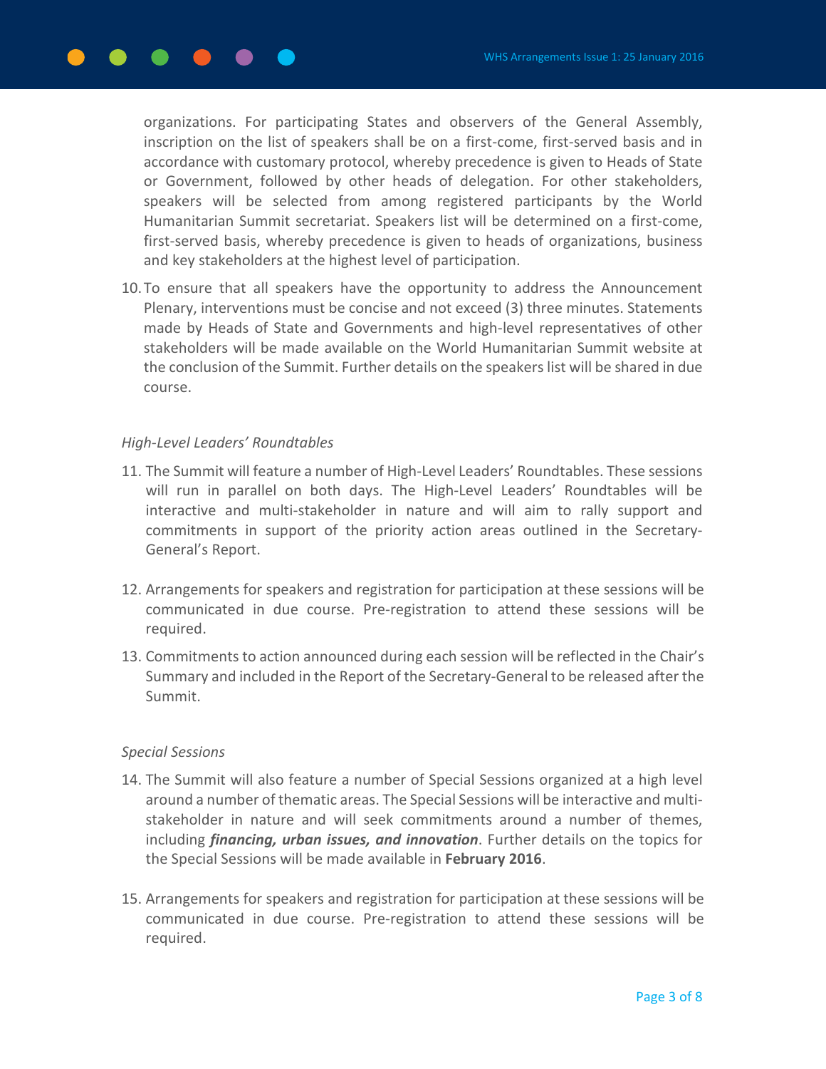organizations. For participating States and observers of the General Assembly, inscription on the list of speakers shall be on a first-come, first-served basis and in accordance with customary protocol, whereby precedence is given to Heads of State or Government, followed by other heads of delegation. For other stakeholders, speakers will be selected from among registered participants by the World Humanitarian Summit secretariat. Speakers list will be determined on a first-come, first-served basis, whereby precedence is given to heads of organizations, business and key stakeholders at the highest level of participation.

10. To ensure that all speakers have the opportunity to address the Announcement Plenary, interventions must be concise and not exceed (3) three minutes. Statements made by Heads of State and Governments and high-level representatives of other stakeholders will be made available on the World Humanitarian Summit website at the conclusion of the Summit. Further details on the speakers list will be shared in due course.

*High-Level Leaders' Roundtables*

11. The Summit will feature a number of High-Level Leaders' Roundtables. These sessions will run in parallel on both days. The High-Level Leaders' Roundtables will be interactive and multi-stakeholder in nature and will aim to rally support and commitments in support of the priority action areas outlined in the Secretary-General's Report.

12. Arrangements for speakers and registration for participation at these sessions will be communicated in due course. Pre-registration to attend these sessions will be required.

13. Commitments to action announced during each session will be reflected in the Chair's Summary and included in the Report of the Secretary-General to be released after the Summit.

*Special Sessions*

14. The Summit will also feature a number of Special Sessions organized at a high level around a number of thematic areas. The Special Sessions will be interactive and multi-stakeholder in nature and will seek commitments around a number of themes, including ***financing, urban issues, and innovation***. Further details on the topics for the Special Sessions will be made available in **February 2016**.

15. Arrangements for speakers and registration for participation at these sessions will be communicated in due course. Pre-registration to attend these sessions will be required.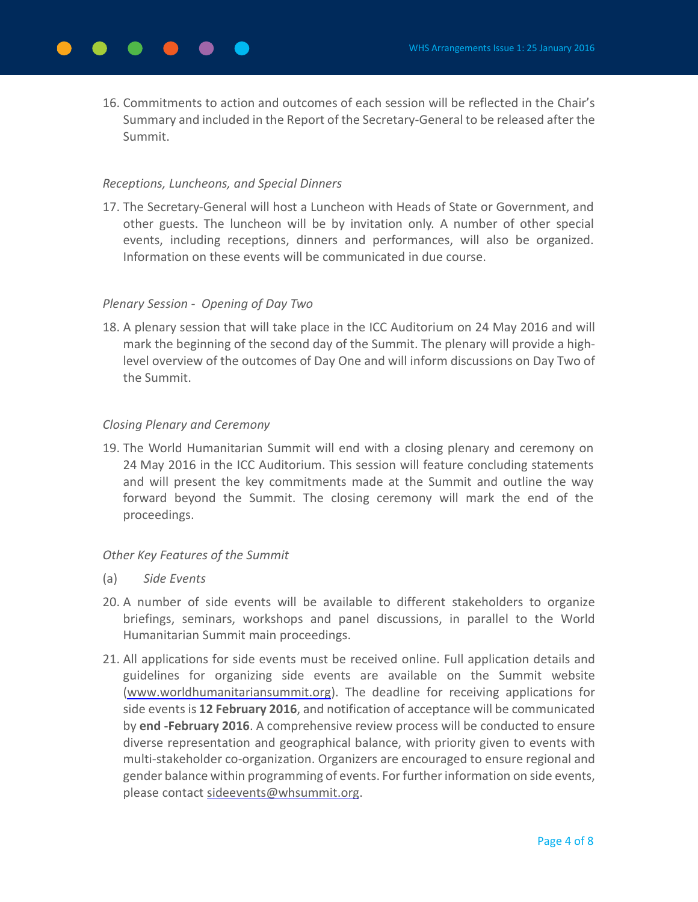16. Commitments to action and outcomes of each session will be reflected in the Chair's Summary and included in the Report of the Secretary-General to be released after the Summit.

*Receptions, Luncheons, and Special Dinners*

17. The Secretary-General will host a Luncheon with Heads of State or Government, and other guests. The luncheon will be by invitation only. A number of other special events, including receptions, dinners and performances, will also be organized. Information on these events will be communicated in due course.

*Plenary Session - Opening of Day Two*

18. A plenary session that will take place in the ICC Auditorium on 24 May 2016 and will mark the beginning of the second day of the Summit. The plenary will provide a high-level overview of the outcomes of Day One and will inform discussions on Day Two of the Summit.

*Closing Plenary and Ceremony*

19. The World Humanitarian Summit will end with a closing plenary and ceremony on 24 May 2016 in the ICC Auditorium. This session will feature concluding statements and will present the key commitments made at the Summit and outline the way forward beyond the Summit. The closing ceremony will mark the end of the proceedings.

*Other Key Features of the Summit*

(a) *Side Events*

20. A number of side events will be available to different stakeholders to organize briefings, seminars, workshops and panel discussions, in parallel to the World Humanitarian Summit main proceedings.

21. All applications for side events must be received online. Full application details and guidelines for organizing side events are available on the Summit website (www.worldhumanitariansummit.org). The deadline for receiving applications for side events is **12 February 2016**, and notification of acceptance will be communicated by **end -February 2016**. A comprehensive review process will be conducted to ensure diverse representation and geographical balance, with priority given to events with multi-stakeholder co-organization. Organizers are encouraged to ensure regional and gender balance within programming of events. For further information on side events, please contact sideevents@whsummit.org.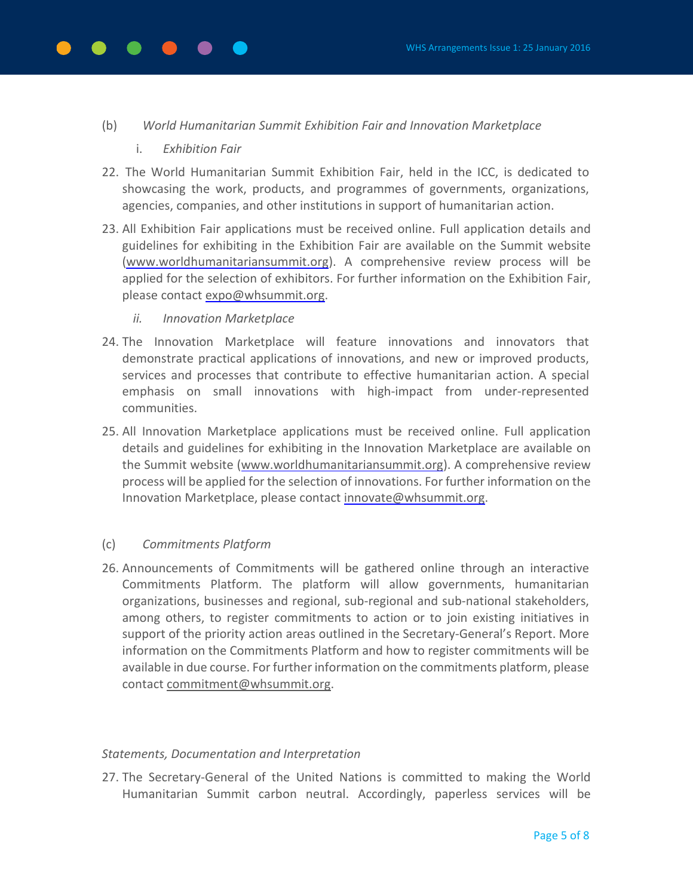(b) *World Humanitarian Summit Exhibition Fair and Innovation Marketplace*

i. *Exhibition Fair*

22. The World Humanitarian Summit Exhibition Fair, held in the ICC, is dedicated to showcasing the work, products, and programmes of governments, organizations, agencies, companies, and other institutions in support of humanitarian action.

23. All Exhibition Fair applications must be received online. Full application details and guidelines for exhibiting in the Exhibition Fair are available on the Summit website (www.worldhumanitariansummit.org). A comprehensive review process will be applied for the selection of exhibitors. For further information on the Exhibition Fair, please contact expo@whsummit.org.

ii. *Innovation Marketplace*

24. The Innovation Marketplace will feature innovations and innovators that demonstrate practical applications of innovations, and new or improved products, services and processes that contribute to effective humanitarian action. A special emphasis on small innovations with high-impact from under-represented communities.

25. All Innovation Marketplace applications must be received online. Full application details and guidelines for exhibiting in the Innovation Marketplace are available on the Summit website (www.worldhumanitariansummit.org). A comprehensive review process will be applied for the selection of innovations. For further information on the Innovation Marketplace, please contact innovate@whsummit.org.

(c) *Commitments Platform*

26. Announcements of Commitments will be gathered online through an interactive Commitments Platform. The platform will allow governments, humanitarian organizations, businesses and regional, sub-regional and sub-national stakeholders, among others, to register commitments to action or to join existing initiatives in support of the priority action areas outlined in the Secretary-General's Report. More information on the Commitments Platform and how to register commitments will be available in due course. For further information on the commitments platform, please contact commitment@whsummit.org.

*Statements, Documentation and Interpretation*

27. The Secretary-General of the United Nations is committed to making the World Humanitarian Summit carbon neutral. Accordingly, paperless services will be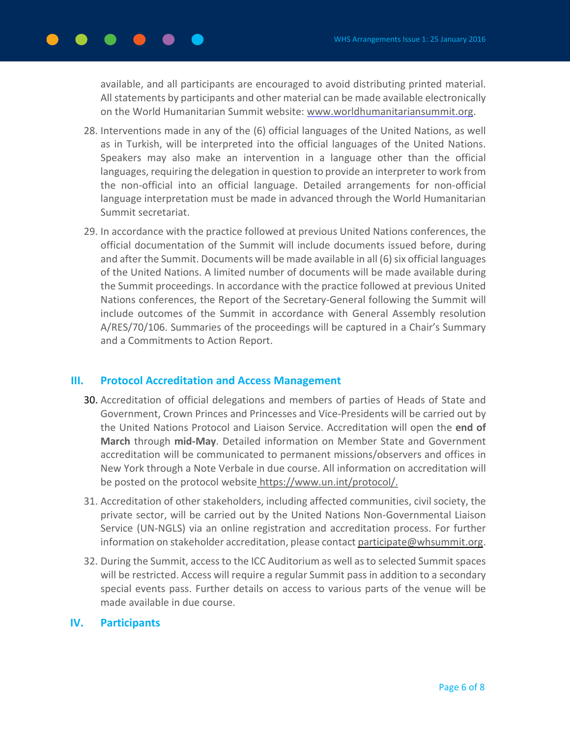available, and all participants are encouraged to avoid distributing printed material. All statements by participants and other material can be made available electronically on the World Humanitarian Summit website: www.worldhumanitariansummit.org.

28. Interventions made in any of the (6) official languages of the United Nations, as well as in Turkish, will be interpreted into the official languages of the United Nations. Speakers may also make an intervention in a language other than the official languages, requiring the delegation in question to provide an interpreter to work from the non-official into an official language. Detailed arrangements for non-official language interpretation must be made in advanced through the World Humanitarian Summit secretariat.

29. In accordance with the practice followed at previous United Nations conferences, the official documentation of the Summit will include documents issued before, during and after the Summit. Documents will be made available in all (6) six official languages of the United Nations. A limited number of documents will be made available during the Summit proceedings. In accordance with the practice followed at previous United Nations conferences, the Report of the Secretary-General following the Summit will include outcomes of the Summit in accordance with General Assembly resolution A/RES/70/106. Summaries of the proceedings will be captured in a Chair's Summary and a Commitments to Action Report.

## III. Protocol Accreditation and Access Management

30. Accreditation of official delegations and members of parties of Heads of State and Government, Crown Princes and Princesses and Vice-Presidents will be carried out by the United Nations Protocol and Liaison Service. Accreditation will open the **end of March** through **mid-May**. Detailed information on Member State and Government accreditation will be communicated to permanent missions/observers and offices in New York through a Note Verbale in due course. All information on accreditation will be posted on the protocol website https://www.un.int/protocol/.

31. Accreditation of other stakeholders, including affected communities, civil society, the private sector, will be carried out by the United Nations Non-Governmental Liaison Service (UN-NGLS) via an online registration and accreditation process. For further information on stakeholder accreditation, please contact participate@whsummit.org.

32. During the Summit, access to the ICC Auditorium as well as to selected Summit spaces will be restricted. Access will require a regular Summit pass in addition to a secondary special events pass. Further details on access to various parts of the venue will be made available in due course.

## IV. Participants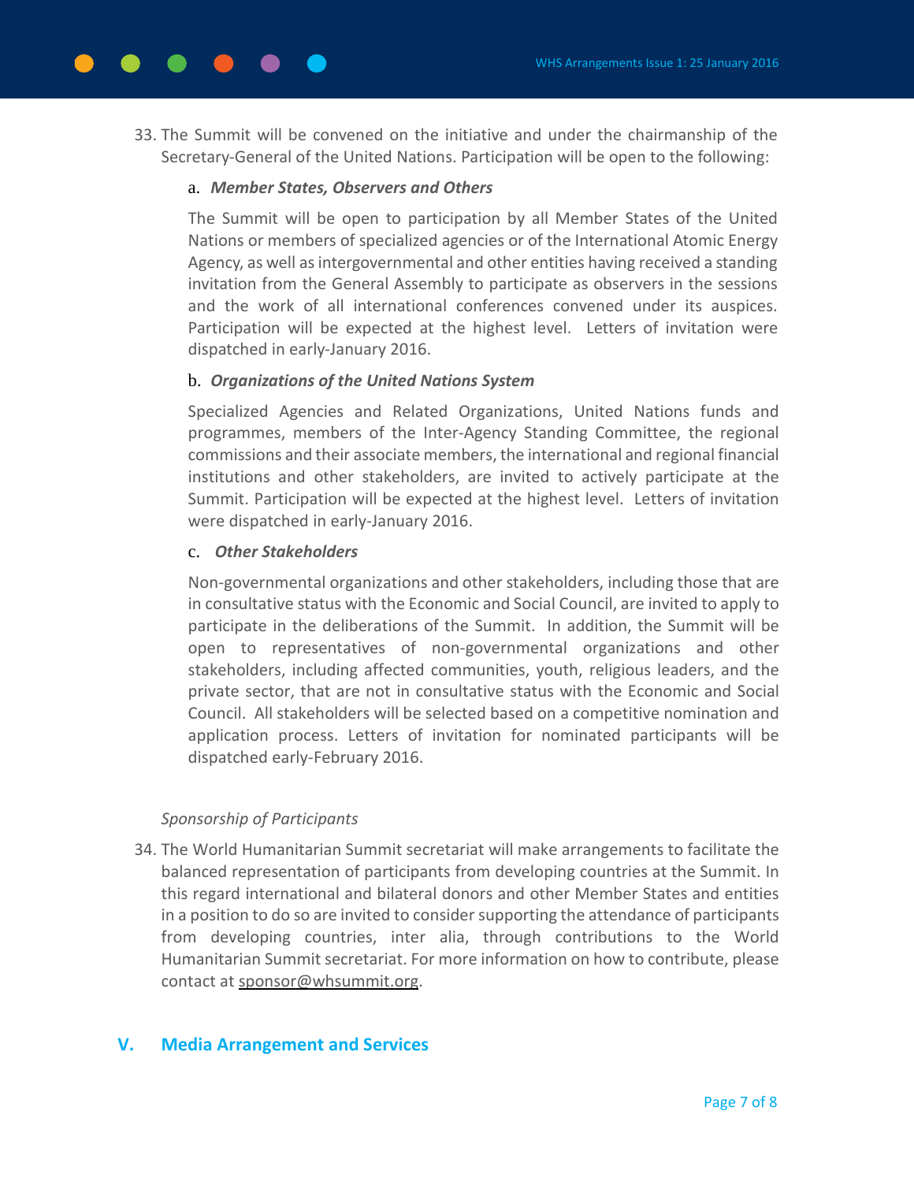33. The Summit will be convened on the initiative and under the chairmanship of the Secretary-General of the United Nations. Participation will be open to the following:

    a. ***Member States, Observers and Others***

    The Summit will be open to participation by all Member States of the United Nations or members of specialized agencies or of the International Atomic Energy Agency, as well as intergovernmental and other entities having received a standing invitation from the General Assembly to participate as observers in the sessions and the work of all international conferences convened under its auspices. Participation will be expected at the highest level. Letters of invitation were dispatched in early-January 2016.

    b. ***Organizations of the United Nations System***

    Specialized Agencies and Related Organizations, United Nations funds and programmes, members of the Inter-Agency Standing Committee, the regional commissions and their associate members, the international and regional financial institutions and other stakeholders, are invited to actively participate at the Summit. Participation will be expected at the highest level. Letters of invitation were dispatched in early-January 2016.

    c. ***Other Stakeholders***

    Non-governmental organizations and other stakeholders, including those that are in consultative status with the Economic and Social Council, are invited to apply to participate in the deliberations of the Summit. In addition, the Summit will be open to representatives of non-governmental organizations and other stakeholders, including affected communities, youth, religious leaders, and the private sector, that are not in consultative status with the Economic and Social Council. All stakeholders will be selected based on a competitive nomination and application process. Letters of invitation for nominated participants will be dispatched early-February 2016.

*Sponsorship of Participants*

34. The World Humanitarian Summit secretariat will make arrangements to facilitate the balanced representation of participants from developing countries at the Summit. In this regard international and bilateral donors and other Member States and entities in a position to do so are invited to consider supporting the attendance of participants from developing countries, inter alia, through contributions to the World Humanitarian Summit secretariat. For more information on how to contribute, please contact at sponsor@whsummit.org.

## V. Media Arrangement and Services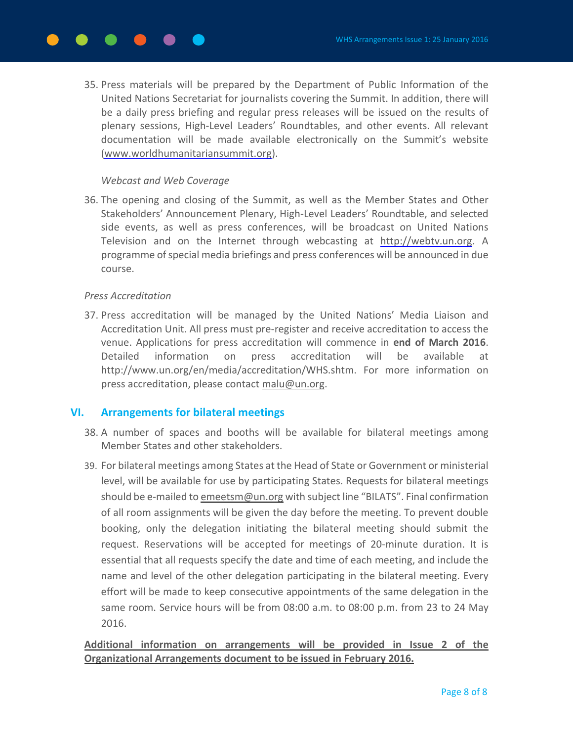35. Press materials will be prepared by the Department of Public Information of the United Nations Secretariat for journalists covering the Summit. In addition, there will be a daily press briefing and regular press releases will be issued on the results of plenary sessions, High-Level Leaders' Roundtables, and other events. All relevant documentation will be made available electronically on the Summit's website (www.worldhumanitariansummit.org).

*Webcast and Web Coverage*

36. The opening and closing of the Summit, as well as the Member States and Other Stakeholders' Announcement Plenary, High-Level Leaders' Roundtable, and selected side events, as well as press conferences, will be broadcast on United Nations Television and on the Internet through webcasting at http://webtv.un.org. A programme of special media briefings and press conferences will be announced in due course.

*Press Accreditation*

37. Press accreditation will be managed by the United Nations' Media Liaison and Accreditation Unit. All press must pre-register and receive accreditation to access the venue. Applications for press accreditation will commence in **end of March 2016**. Detailed information on press accreditation will be available at http://www.un.org/en/media/accreditation/WHS.shtm. For more information on press accreditation, please contact malu@un.org.

## VI. Arrangements for bilateral meetings

38. A number of spaces and booths will be available for bilateral meetings among Member States and other stakeholders.

39. For bilateral meetings among States at the Head of State or Government or ministerial level, will be available for use by participating States. Requests for bilateral meetings should be e-mailed to emeetsm@un.org with subject line "BILATS". Final confirmation of all room assignments will be given the day before the meeting. To prevent double booking, only the delegation initiating the bilateral meeting should submit the request. Reservations will be accepted for meetings of 20-minute duration. It is essential that all requests specify the date and time of each meeting, and include the name and level of the other delegation participating in the bilateral meeting. Every effort will be made to keep consecutive appointments of the same delegation in the same room. Service hours will be from 08:00 a.m. to 08:00 p.m. from 23 to 24 May 2016.

**Additional information on arrangements will be provided in Issue 2 of the Organizational Arrangements document to be issued in February 2016.**